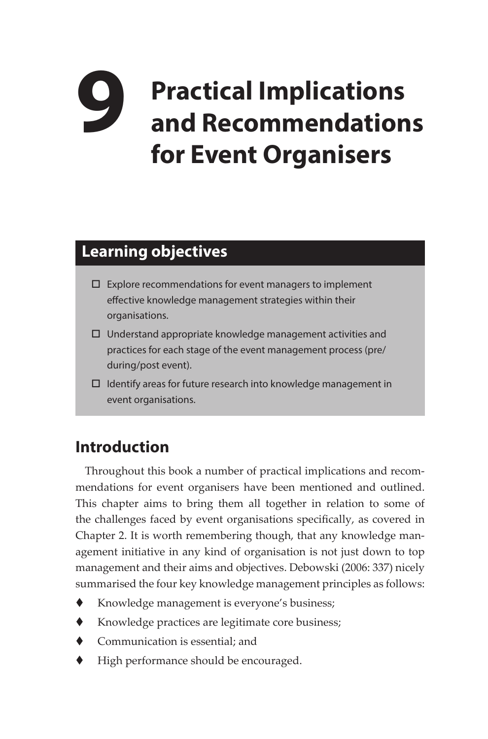# 9 Practical Implications and Recommendations for Event Organisers

## Learning objectives

- ☐ Explore recommendations for event managers to implement effective knowledge management strategies within their organisations.
- ☐ Understand appropriate knowledge management activities and practices for each stage of the event management process (pre/during/post event).
- ☐ Identify areas for future research into knowledge management in event organisations.

## Introduction

Throughout this book a number of practical implications and recommendations for event organisers have been mentioned and outlined. This chapter aims to bring them all together in relation to some of the challenges faced by event organisations specifically, as covered in Chapter 2. It is worth remembering though, that any knowledge management initiative in any kind of organisation is not just down to top management and their aims and objectives. Debowski (2006: 337) nicely summarised the four key knowledge management principles as follows:

- Knowledge management is everyone's business;
- Knowledge practices are legitimate core business;
- Communication is essential; and
- High performance should be encouraged.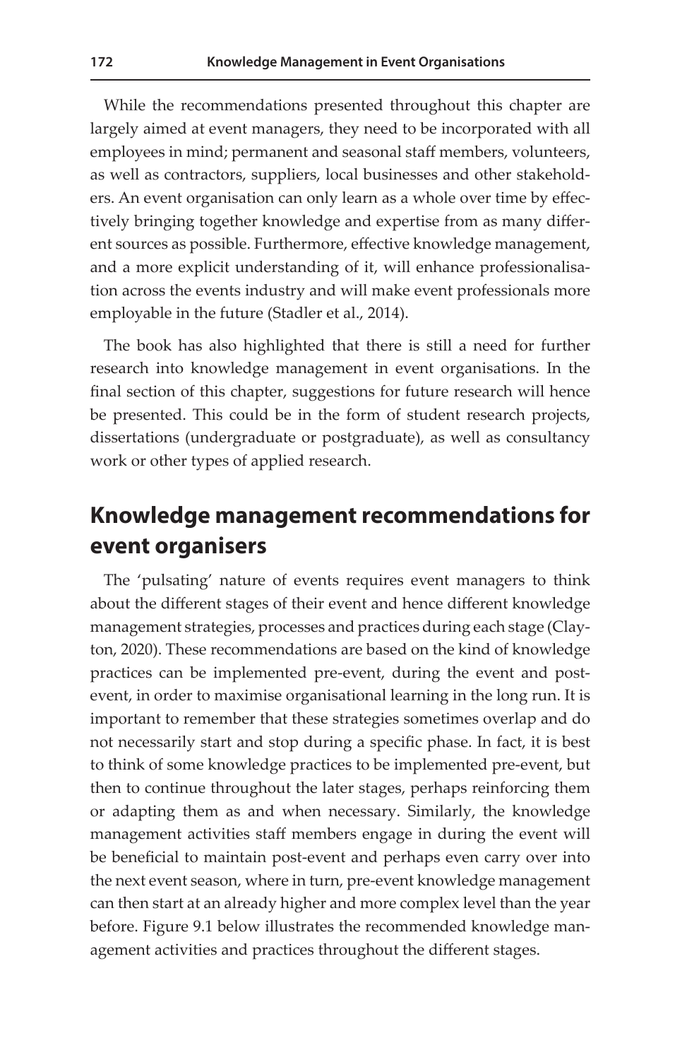While the recommendations presented throughout this chapter are largely aimed at event managers, they need to be incorporated with all employees in mind; permanent and seasonal staff members, volunteers, as well as contractors, suppliers, local businesses and other stakeholders. An event organisation can only learn as a whole over time by effectively bringing together knowledge and expertise from as many different sources as possible. Furthermore, effective knowledge management, and a more explicit understanding of it, will enhance professionalisation across the events industry and will make event professionals more employable in the future (Stadler et al., 2014).

The book has also highlighted that there is still a need for further research into knowledge management in event organisations. In the final section of this chapter, suggestions for future research will hence be presented. This could be in the form of student research projects, dissertations (undergraduate or postgraduate), as well as consultancy work or other types of applied research.

## Knowledge management recommendations for event organisers

The 'pulsating' nature of events requires event managers to think about the different stages of their event and hence different knowledge management strategies, processes and practices during each stage (Clayton, 2020). These recommendations are based on the kind of knowledge practices can be implemented pre-event, during the event and post-event, in order to maximise organisational learning in the long run. It is important to remember that these strategies sometimes overlap and do not necessarily start and stop during a specific phase. In fact, it is best to think of some knowledge practices to be implemented pre-event, but then to continue throughout the later stages, perhaps reinforcing them or adapting them as and when necessary. Similarly, the knowledge management activities staff members engage in during the event will be beneficial to maintain post-event and perhaps even carry over into the next event season, where in turn, pre-event knowledge management can then start at an already higher and more complex level than the year before. Figure 9.1 below illustrates the recommended knowledge management activities and practices throughout the different stages.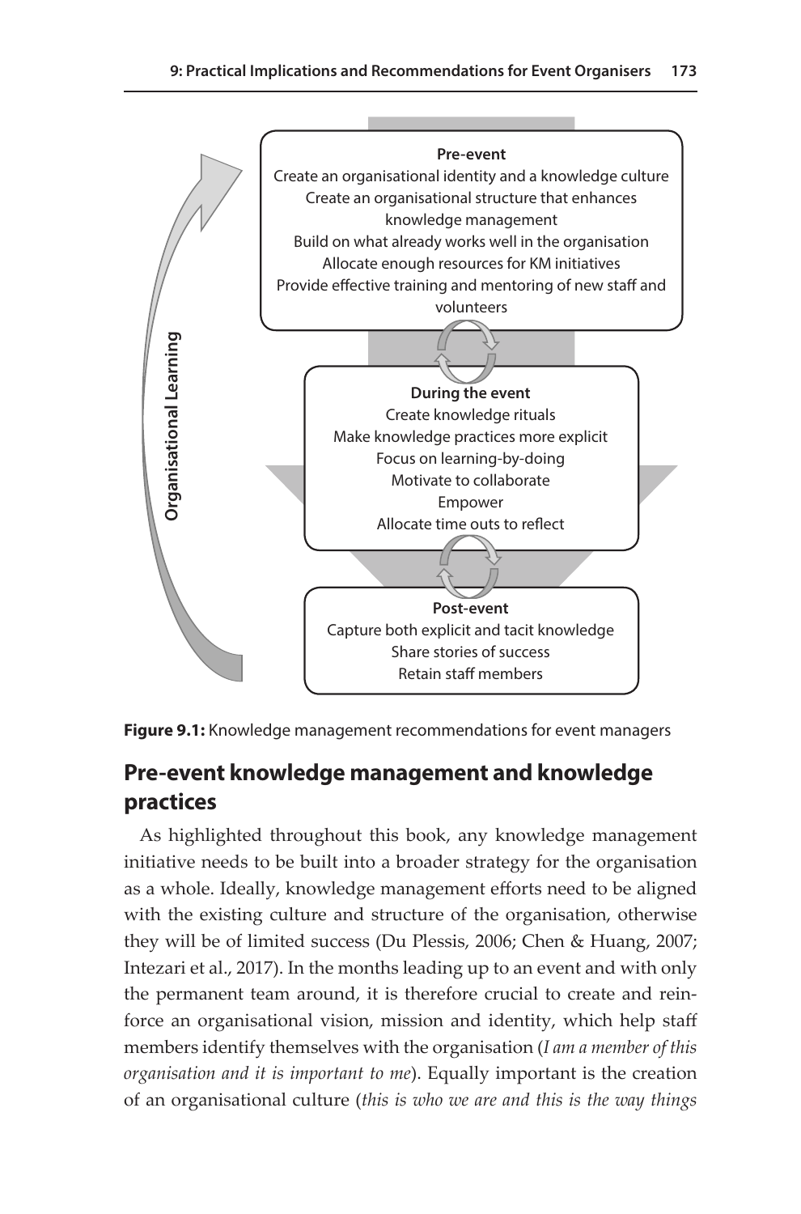Organisational Learning

**Pre-event**
Create an organisational identity and a knowledge culture
Create an organisational structure that enhances knowledge management
Build on what already works well in the organisation
Allocate enough resources for KM initiatives
Provide effective training and mentoring of new staff and volunteers

**During the event**
Create knowledge rituals
Make knowledge practices more explicit
Focus on learning-by-doing
Motivate to collaborate
Empower
Allocate time outs to reflect

**Post-event**
Capture both explicit and tacit knowledge
Share stories of success
Retain staff members

**Figure 9.1:** Knowledge management recommendations for event managers

## Pre-event knowledge management and knowledge practices

As highlighted throughout this book, any knowledge management initiative needs to be built into a broader strategy for the organisation as a whole. Ideally, knowledge management efforts need to be aligned with the existing culture and structure of the organisation, otherwise they will be of limited success (Du Plessis, 2006; Chen & Huang, 2007; Intezari et al., 2017). In the months leading up to an event and with only the permanent team around, it is therefore crucial to create and reinforce an organisational vision, mission and identity, which help staff members identify themselves with the organisation (*I am a member of this organisation and it is important to me*). Equally important is the creation of an organisational culture (*this is who we are and this is the way things*